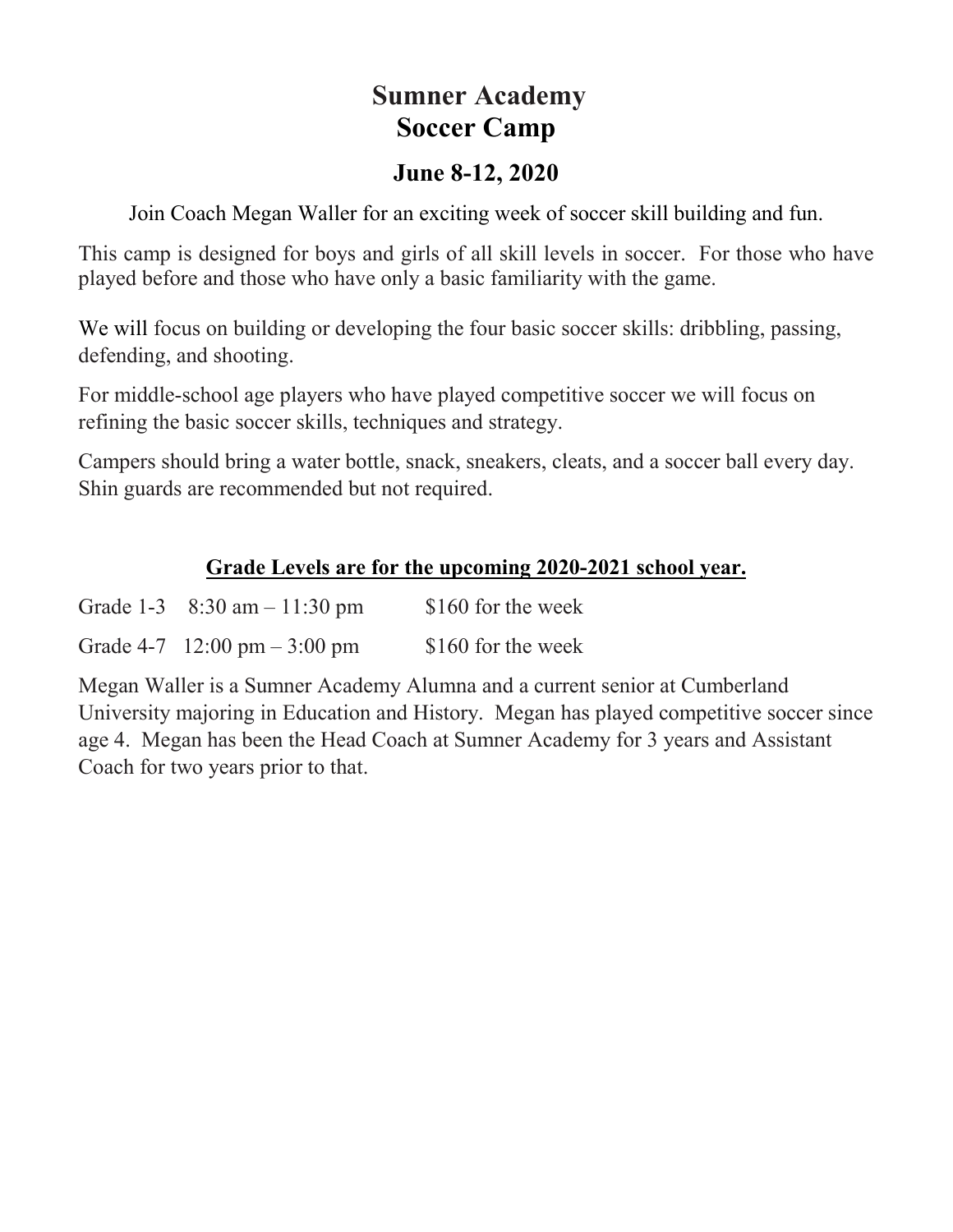# Sumner Academy
# Soccer Camp

## June 8-12, 2020

Join Coach Megan Waller for an exciting week of soccer skill building and fun.

This camp is designed for boys and girls of all skill levels in soccer. For those who have played before and those who have only a basic familiarity with the game.

We will focus on building or developing the four basic soccer skills: dribbling, passing, defending, and shooting.

For middle-school age players who have played competitive soccer we will focus on refining the basic soccer skills, techniques and strategy.

Campers should bring a water bottle, snack, sneakers, cleats, and a soccer ball every day. Shin guards are recommended but not required.

**<u>Grade Levels are for the upcoming 2020-2021 school year.</u>**

| | | |
|---|---|---|
| Grade 1-3 | 8:30 am – 11:30 pm | $160 for the week |
| Grade 4-7 | 12:00 pm – 3:00 pm | $160 for the week |

Megan Waller is a Sumner Academy Alumna and a current senior at Cumberland University majoring in Education and History. Megan has played competitive soccer since age 4. Megan has been the Head Coach at Sumner Academy for 3 years and Assistant Coach for two years prior to that.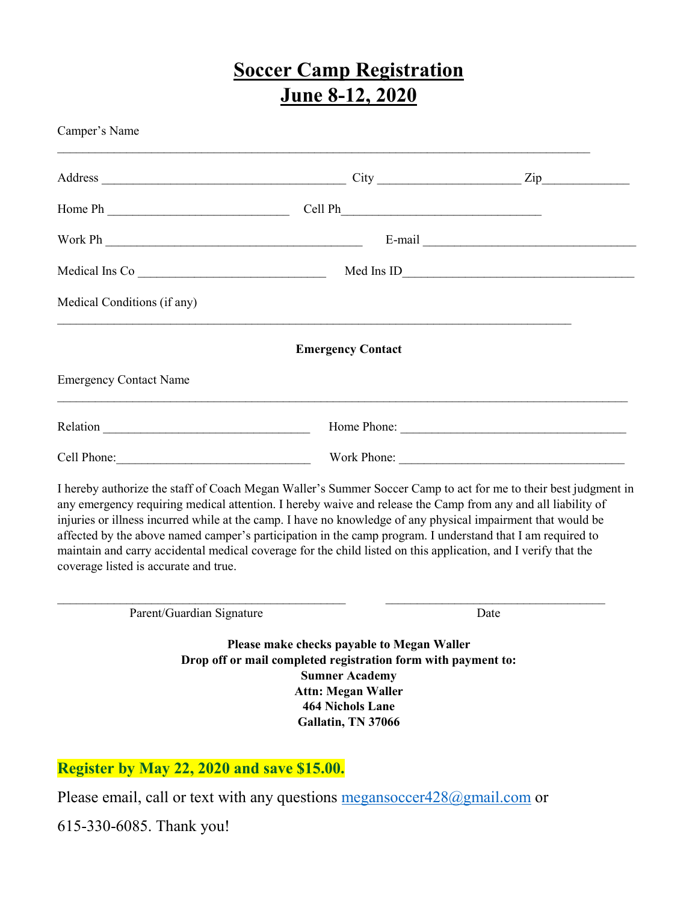# Soccer Camp Registration
# June 8-12, 2020

Camper's Name

_______________________________________________________________________________

Address ____________________________________ City _____________________ Zip_____________

Home Ph ___________________________ Cell Ph_____________________________

Work Ph ______________________________________ E-mail _______________________________

Medical Ins Co ____________________________ Med Ins ID_________________________________

Medical Conditions (if any)

_____________________________________________________________________________

**Emergency Contact**

Emergency Contact Name

_______________________________________________________________________________

Relation _______________________________ Home Phone: _________________________________

Cell Phone:____________________________ Work Phone: _________________________________

I hereby authorize the staff of Coach Megan Waller's Summer Soccer Camp to act for me to their best judgment in any emergency requiring medical attention. I hereby waive and release the Camp from any and all liability of injuries or illness incurred while at the camp. I have no knowledge of any physical impairment that would be affected by the above named camper's participation in the camp program. I understand that I am required to maintain and carry accidental medical coverage for the child listed on this application, and I verify that the coverage listed is accurate and true.

_____________________________________________ _________________________________

Parent/Guardian Signature Date

**Please make checks payable to Megan Waller**
**Drop off or mail completed registration form with payment to:**
**Sumner Academy**
**Attn: Megan Waller**
**464 Nichols Lane**
**Gallatin, TN 37066**

**Register by May 22, 2020 and save $15.00.**

Please email, call or text with any questions megansoccer428@gmail.com or 615-330-6085. Thank you!